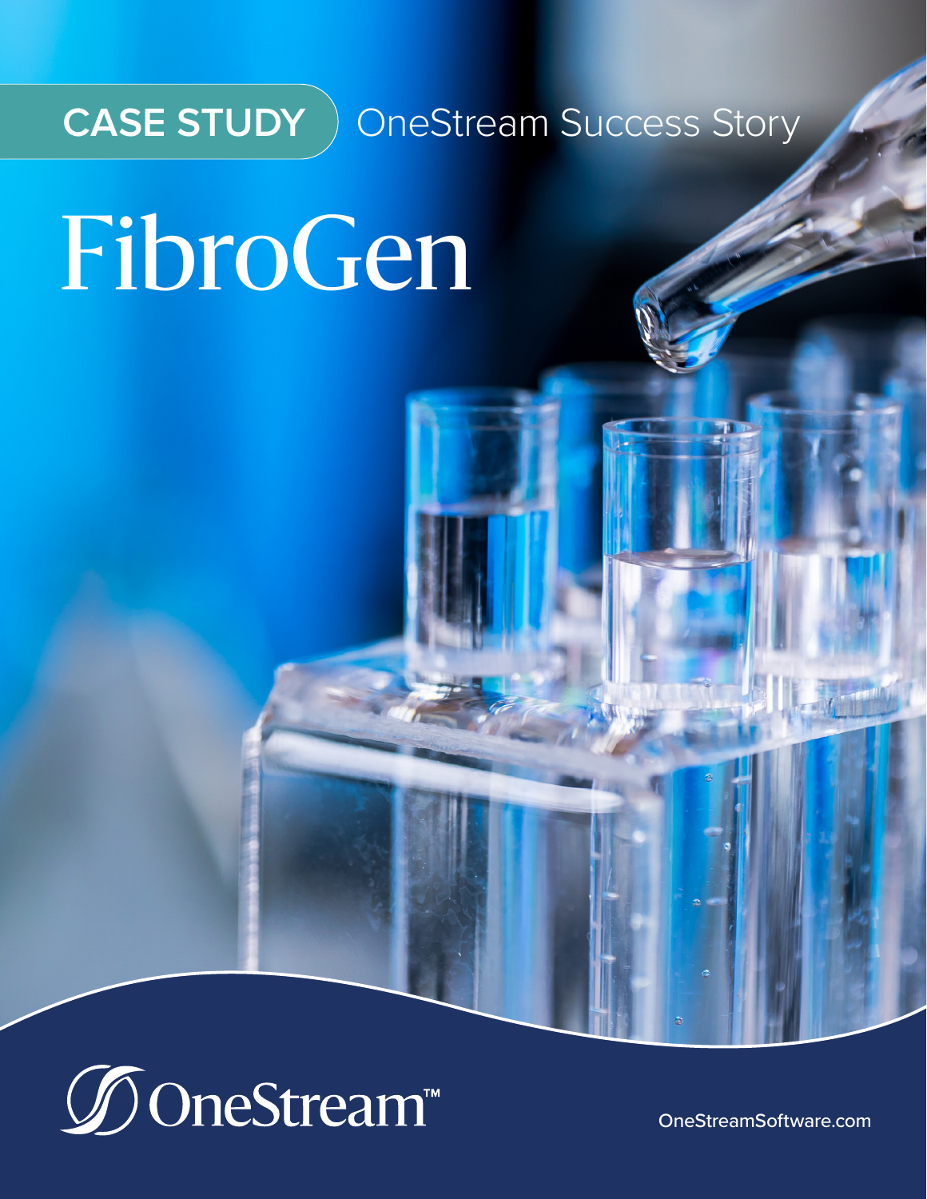**CASE STUDY** OneStream Success Story

# FibroGen

OneStream™

OneStreamSoftware.com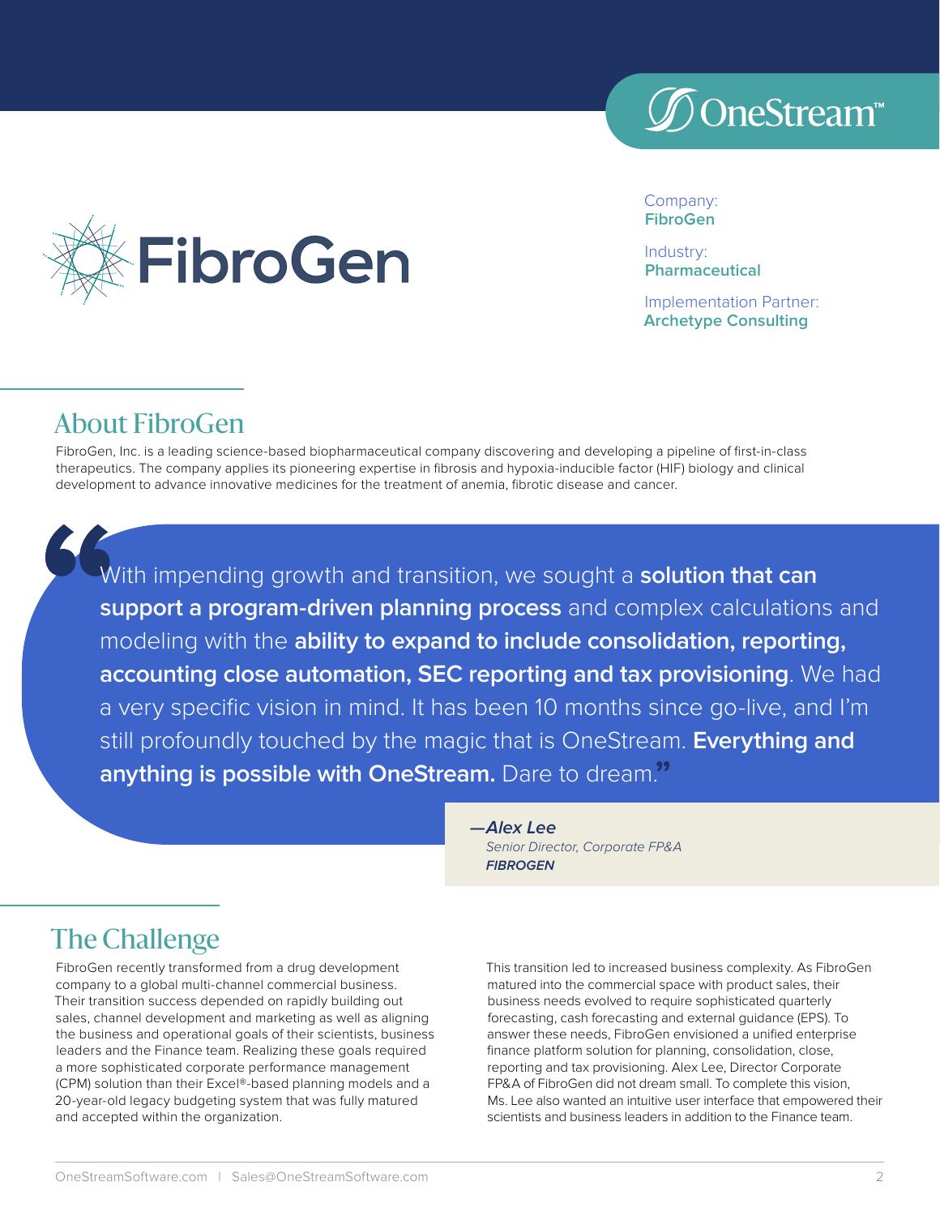Company:
**FibroGen**

Industry:
**Pharmaceutical**

Implementation Partner:
**Archetype Consulting**

## About FibroGen

FibroGen, Inc. is a leading science-based biopharmaceutical company discovering and developing a pipeline of first-in-class therapeutics. The company applies its pioneering expertise in fibrosis and hypoxia-inducible factor (HIF) biology and clinical development to advance innovative medicines for the treatment of anemia, fibrotic disease and cancer.

> "With impending growth and transition, we sought a **solution that can support a program-driven planning process** and complex calculations and modeling with the **ability to expand to include consolidation, reporting, accounting close automation, SEC reporting and tax provisioning**. We had a very specific vision in mind. It has been 10 months since go-live, and I'm still profoundly touched by the magic that is OneStream. **Everything and anything is possible with OneStream.** Dare to dream."
>
> ***—Alex Lee***
> *Senior Director, Corporate FP&A*
> ***FIBROGEN***

## The Challenge

FibroGen recently transformed from a drug development company to a global multi-channel commercial business. Their transition success depended on rapidly building out sales, channel development and marketing as well as aligning the business and operational goals of their scientists, business leaders and the Finance team. Realizing these goals required a more sophisticated corporate performance management (CPM) solution than their Excel®-based planning models and a 20-year-old legacy budgeting system that was fully matured and accepted within the organization.

This transition led to increased business complexity. As FibroGen matured into the commercial space with product sales, their business needs evolved to require sophisticated quarterly forecasting, cash forecasting and external guidance (EPS). To answer these needs, FibroGen envisioned a unified enterprise finance platform solution for planning, consolidation, close, reporting and tax provisioning. Alex Lee, Director Corporate FP&A of FibroGen did not dream small. To complete this vision, Ms. Lee also wanted an intuitive user interface that empowered their scientists and business leaders in addition to the Finance team.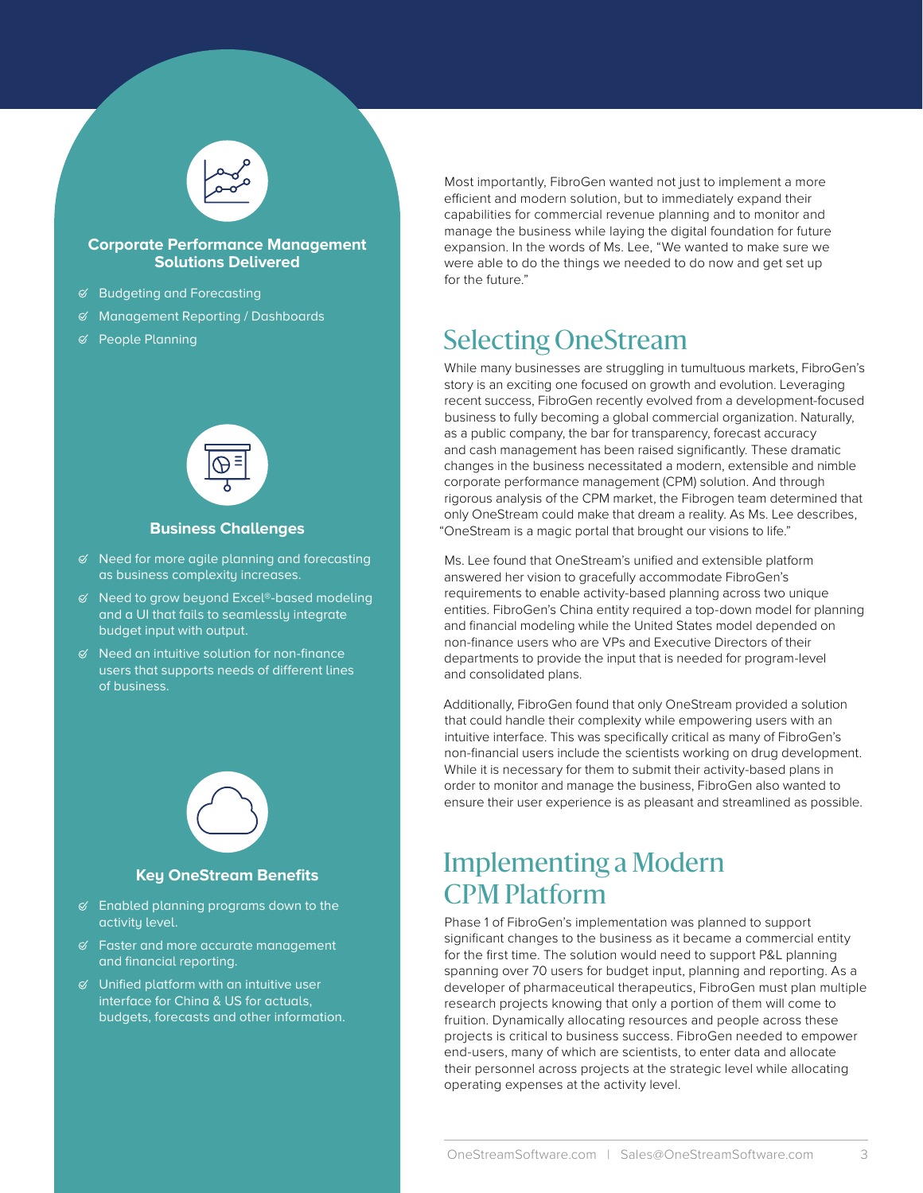### Corporate Performance Management Solutions Delivered

- Budgeting and Forecasting
- Management Reporting / Dashboards
- People Planning

### Business Challenges

- Need for more agile planning and forecasting as business complexity increases.
- Need to grow beyond Excel®-based modeling and a UI that fails to seamlessly integrate budget input with output.
- Need an intuitive solution for non-finance users that supports needs of different lines of business.

### Key OneStream Benefits

- Enabled planning programs down to the activity level.
- Faster and more accurate management and financial reporting.
- Unified platform with an intuitive user interface for China & US for actuals, budgets, forecasts and other information.

Most importantly, FibroGen wanted not just to implement a more efficient and modern solution, but to immediately expand their capabilities for commercial revenue planning and to monitor and manage the business while laying the digital foundation for future expansion. In the words of Ms. Lee, "We wanted to make sure we were able to do the things we needed to do now and get set up for the future."

## Selecting OneStream

While many businesses are struggling in tumultuous markets, FibroGen's story is an exciting one focused on growth and evolution. Leveraging recent success, FibroGen recently evolved from a development-focused business to fully becoming a global commercial organization. Naturally, as a public company, the bar for transparency, forecast accuracy and cash management has been raised significantly. These dramatic changes in the business necessitated a modern, extensible and nimble corporate performance management (CPM) solution. And through rigorous analysis of the CPM market, the Fibrogen team determined that only OneStream could make that dream a reality. As Ms. Lee describes, "OneStream is a magic portal that brought our visions to life."

Ms. Lee found that OneStream's unified and extensible platform answered her vision to gracefully accommodate FibroGen's requirements to enable activity-based planning across two unique entities. FibroGen's China entity required a top-down model for planning and financial modeling while the United States model depended on non-finance users who are VPs and Executive Directors of their departments to provide the input that is needed for program-level and consolidated plans.

Additionally, FibroGen found that only OneStream provided a solution that could handle their complexity while empowering users with an intuitive interface. This was specifically critical as many of FibroGen's non-financial users include the scientists working on drug development. While it is necessary for them to submit their activity-based plans in order to monitor and manage the business, FibroGen also wanted to ensure their user experience is as pleasant and streamlined as possible.

## Implementing a Modern CPM Platform

Phase 1 of FibroGen's implementation was planned to support significant changes to the business as it became a commercial entity for the first time. The solution would need to support P&L planning spanning over 70 users for budget input, planning and reporting. As a developer of pharmaceutical therapeutics, FibroGen must plan multiple research projects knowing that only a portion of them will come to fruition. Dynamically allocating resources and people across these projects is critical to business success. FibroGen needed to empower end-users, many of which are scientists, to enter data and allocate their personnel across projects at the strategic level while allocating operating expenses at the activity level.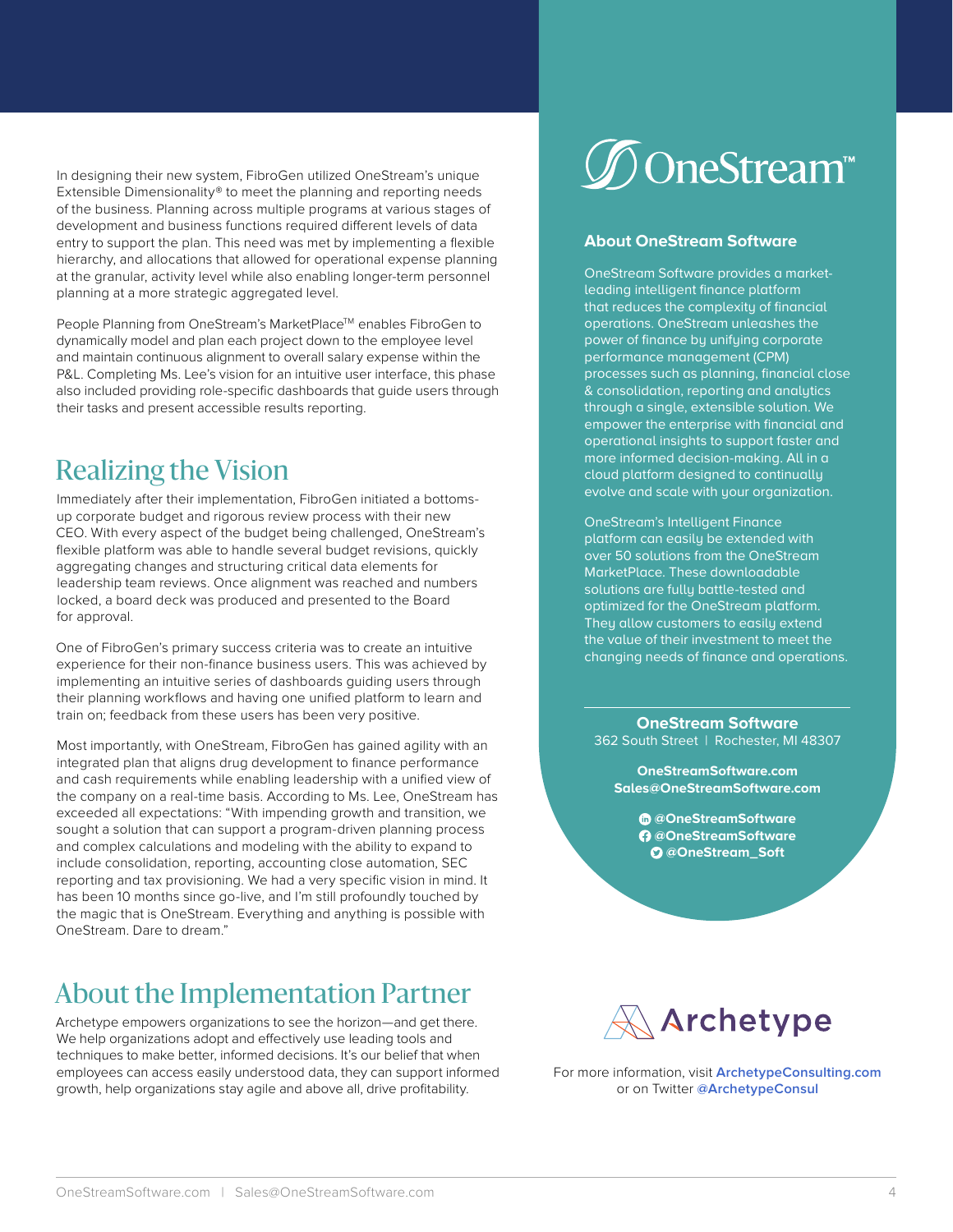In designing their new system, FibroGen utilized OneStream's unique Extensible Dimensionality® to meet the planning and reporting needs of the business. Planning across multiple programs at various stages of development and business functions required different levels of data entry to support the plan. This need was met by implementing a flexible hierarchy, and allocations that allowed for operational expense planning at the granular, activity level while also enabling longer-term personnel planning at a more strategic aggregated level.

People Planning from OneStream's MarketPlace™ enables FibroGen to dynamically model and plan each project down to the employee level and maintain continuous alignment to overall salary expense within the P&L. Completing Ms. Lee's vision for an intuitive user interface, this phase also included providing role-specific dashboards that guide users through their tasks and present accessible results reporting.

## Realizing the Vision

Immediately after their implementation, FibroGen initiated a bottoms-up corporate budget and rigorous review process with their new CEO. With every aspect of the budget being challenged, OneStream's flexible platform was able to handle several budget revisions, quickly aggregating changes and structuring critical data elements for leadership team reviews. Once alignment was reached and numbers locked, a board deck was produced and presented to the Board for approval.

One of FibroGen's primary success criteria was to create an intuitive experience for their non-finance business users. This was achieved by implementing an intuitive series of dashboards guiding users through their planning workflows and having one unified platform to learn and train on; feedback from these users has been very positive.

Most importantly, with OneStream, FibroGen has gained agility with an integrated plan that aligns drug development to finance performance and cash requirements while enabling leadership with a unified view of the company on a real-time basis. According to Ms. Lee, OneStream has exceeded all expectations: "With impending growth and transition, we sought a solution that can support a program-driven planning process and complex calculations and modeling with the ability to expand to include consolidation, reporting, accounting close automation, SEC reporting and tax provisioning. We had a very specific vision in mind. It has been 10 months since go-live, and I'm still profoundly touched by the magic that is OneStream. Everything and anything is possible with OneStream. Dare to dream."

## About the Implementation Partner

Archetype empowers organizations to see the horizon—and get there. We help organizations adopt and effectively use leading tools and techniques to make better, informed decisions. It's our belief that when employees can access easily understood data, they can support informed growth, help organizations stay agile and above all, drive profitability.

OneStream™

### About OneStream Software

OneStream Software provides a market-leading intelligent finance platform that reduces the complexity of financial operations. OneStream unleashes the power of finance by unifying corporate performance management (CPM) processes such as planning, financial close & consolidation, reporting and analytics through a single, extensible solution. We empower the enterprise with financial and operational insights to support faster and more informed decision-making. All in a cloud platform designed to continually evolve and scale with your organization.

OneStream's Intelligent Finance platform can easily be extended with over 50 solutions from the OneStream MarketPlace. These downloadable solutions are fully battle-tested and optimized for the OneStream platform. They allow customers to easily extend the value of their investment to meet the changing needs of finance and operations.

**OneStream Software**
362 South Street | Rochester, MI 48307

**OneStreamSoftware.com**
**Sales@OneStreamSoftware.com**

**@OneStreamSoftware**
**@OneStreamSoftware**
**@OneStream_Soft**

Archetype

For more information, visit **ArchetypeConsulting.com** or on Twitter **@ArchetypeConsul**